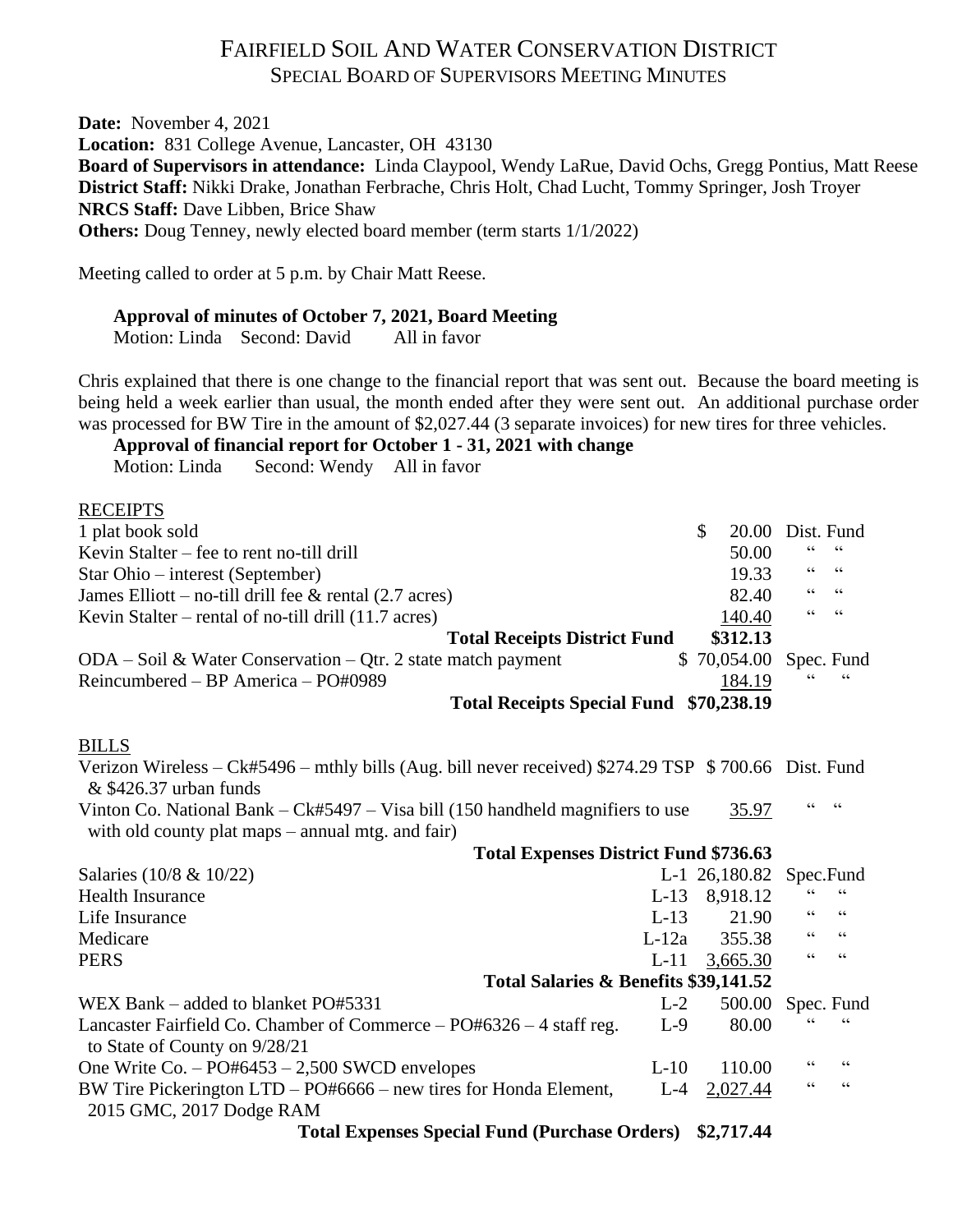# FAIRFIELD SOIL AND WATER CONSERVATION DISTRICT
## SPECIAL BOARD OF SUPERVISORS MEETING MINUTES

**Date:** November 4, 2021
**Location:** 831 College Avenue, Lancaster, OH 43130
**Board of Supervisors in attendance:** Linda Claypool, Wendy LaRue, David Ochs, Gregg Pontius, Matt Reese
**District Staff:** Nikki Drake, Jonathan Ferbrache, Chris Holt, Chad Lucht, Tommy Springer, Josh Troyer
**NRCS Staff:** Dave Libben, Brice Shaw
**Others:** Doug Tenney, newly elected board member (term starts 1/1/2022)

Meeting called to order at 5 p.m. by Chair Matt Reese.

**Approval of minutes of October 7, 2021, Board Meeting**
Motion: Linda Second: David All in favor

Chris explained that there is one change to the financial report that was sent out. Because the board meeting is being held a week earlier than usual, the month ended after they were sent out. An additional purchase order was processed for BW Tire in the amount of $2,027.44 (3 separate invoices) for new tires for three vehicles.

**Approval of financial report for October 1 - 31, 2021 with change**
Motion: Linda Second: Wendy All in favor

RECEIPTS

| | | | |
|---|---|---|---|
| 1 plat book sold | | $ 20.00 | Dist. Fund |
| Kevin Stalter – fee to rent no-till drill | | 50.00 | " " |
| Star Ohio – interest (September) | | 19.33 | " " |
| James Elliott – no-till drill fee & rental (2.7 acres) | | 82.40 | " " |
| Kevin Stalter – rental of no-till drill (11.7 acres) | | 140.40 | " " |
| **Total Receipts District Fund** | | **$312.13** | |
| ODA – Soil & Water Conservation – Qtr. 2 state match payment | | $ 70,054.00 | Spec. Fund |
| Reincumbered – BP America – PO#0989 | | 184.19 | " " |
| **Total Receipts Special Fund** | | **$70,238.19** | |

BILLS

| | | | |
|---|---|---|---|
| Verizon Wireless – Ck#5496 – mthly bills (Aug. bill never received) $274.29 TSP & $426.37 urban funds | | $ 700.66 | Dist. Fund |
| Vinton Co. National Bank – Ck#5497 – Visa bill (150 handheld magnifiers to use with old county plat maps – annual mtg. and fair) | | 35.97 | " " |
| **Total Expenses District Fund** | | **$736.63** | |
| Salaries (10/8 & 10/22) | L-1 | 26,180.82 | Spec.Fund |
| Health Insurance | L-13 | 8,918.12 | " " |
| Life Insurance | L-13 | 21.90 | " " |
| Medicare | L-12a | 355.38 | " " |
| PERS | L-11 | 3,665.30 | " " |
| **Total Salaries & Benefits** | | **$39,141.52** | |
| WEX Bank – added to blanket PO#5331 | L-2 | 500.00 | Spec. Fund |
| Lancaster Fairfield Co. Chamber of Commerce – PO#6326 – 4 staff reg. to State of County on 9/28/21 | L-9 | 80.00 | " " |
| One Write Co. – PO#6453 – 2,500 SWCD envelopes | L-10 | 110.00 | " " |
| BW Tire Pickerington LTD – PO#6666 – new tires for Honda Element, 2015 GMC, 2017 Dodge RAM | L-4 | 2,027.44 | " " |
| **Total Expenses Special Fund (Purchase Orders)** | | **$2,717.44** | |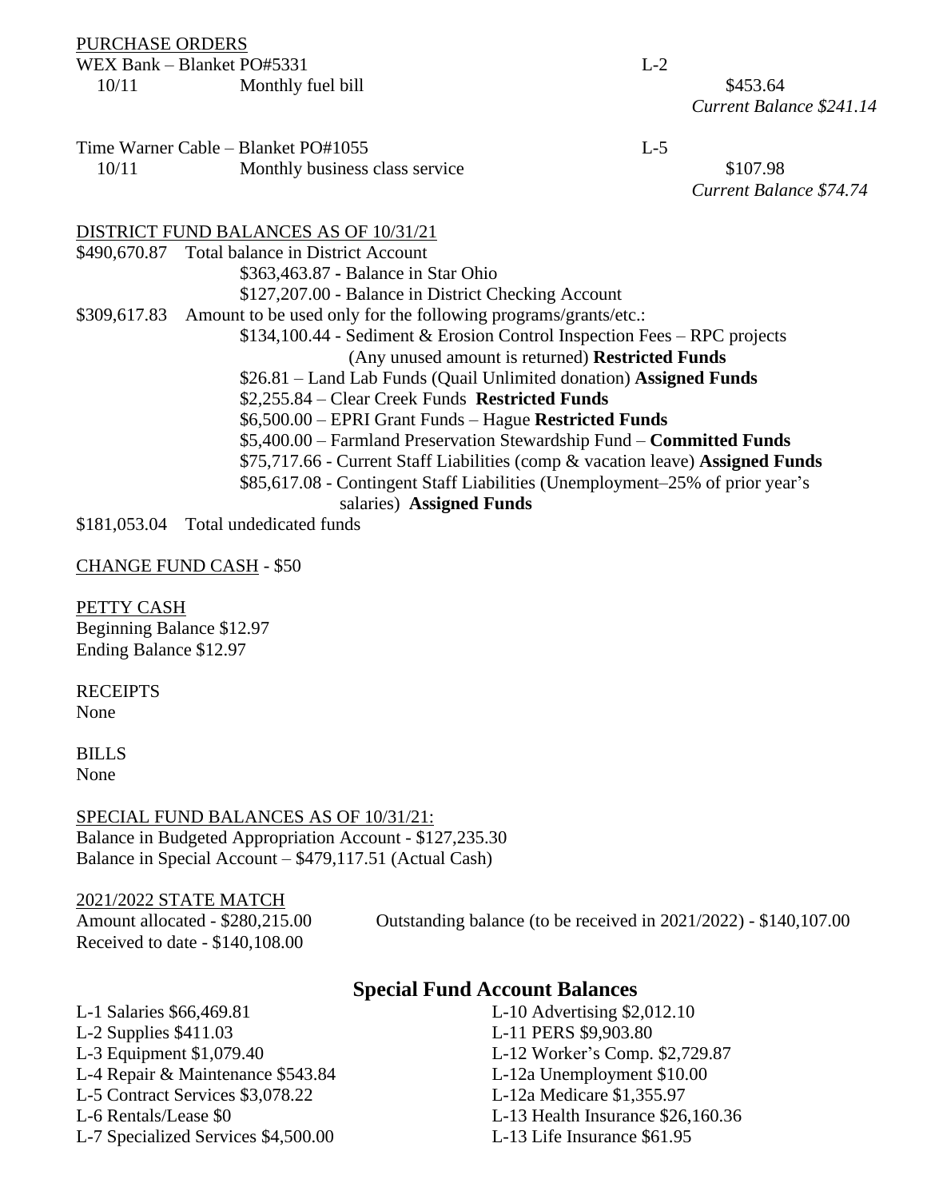PURCHASE ORDERS

WEX Bank – Blanket PO#5331 L-2

10/11 Monthly fuel bill $453.64

*Current Balance $241.14*

Time Warner Cable – Blanket PO#1055 L-5

10/11 Monthly business class service $107.98

*Current Balance $74.74*

DISTRICT FUND BALANCES AS OF 10/31/21

$490,670.87 Total balance in District Account

- $363,463.87 - Balance in Star Ohio
- $127,207.00 - Balance in District Checking Account

$309,617.83 Amount to be used only for the following programs/grants/etc.:

- $134,100.44 - Sediment & Erosion Control Inspection Fees – RPC projects (Any unused amount is returned) **Restricted Funds**
- $26.81 – Land Lab Funds (Quail Unlimited donation) **Assigned Funds**
- $2,255.84 – Clear Creek Funds **Restricted Funds**
- $6,500.00 – EPRI Grant Funds – Hague **Restricted Funds**
- $5,400.00 – Farmland Preservation Stewardship Fund – **Committed Funds**
- $75,717.66 - Current Staff Liabilities (comp & vacation leave) **Assigned Funds**
- $85,617.08 - Contingent Staff Liabilities (Unemployment–25% of prior year's salaries) **Assigned Funds**

$181,053.04 Total undedicated funds

CHANGE FUND CASH - $50

PETTY CASH

Beginning Balance $12.97

Ending Balance $12.97

RECEIPTS

None

BILLS

None

SPECIAL FUND BALANCES AS OF 10/31/21:

Balance in Budgeted Appropriation Account - $127,235.30

Balance in Special Account – $479,117.51 (Actual Cash)

2021/2022 STATE MATCH

Amount allocated - $280,215.00

Received to date - $140,108.00

Outstanding balance (to be received in 2021/2022) - $140,107.00

## Special Fund Account Balances

L-1 Salaries $66,469.81

L-2 Supplies $411.03

L-3 Equipment $1,079.40

L-4 Repair & Maintenance $543.84

L-5 Contract Services $3,078.22

L-6 Rentals/Lease $0

L-7 Specialized Services $4,500.00

L-10 Advertising $2,012.10

L-11 PERS $9,903.80

L-12 Worker's Comp. $2,729.87

L-12a Unemployment $10.00

L-12a Medicare $1,355.97

L-13 Health Insurance $26,160.36

L-13 Life Insurance $61.95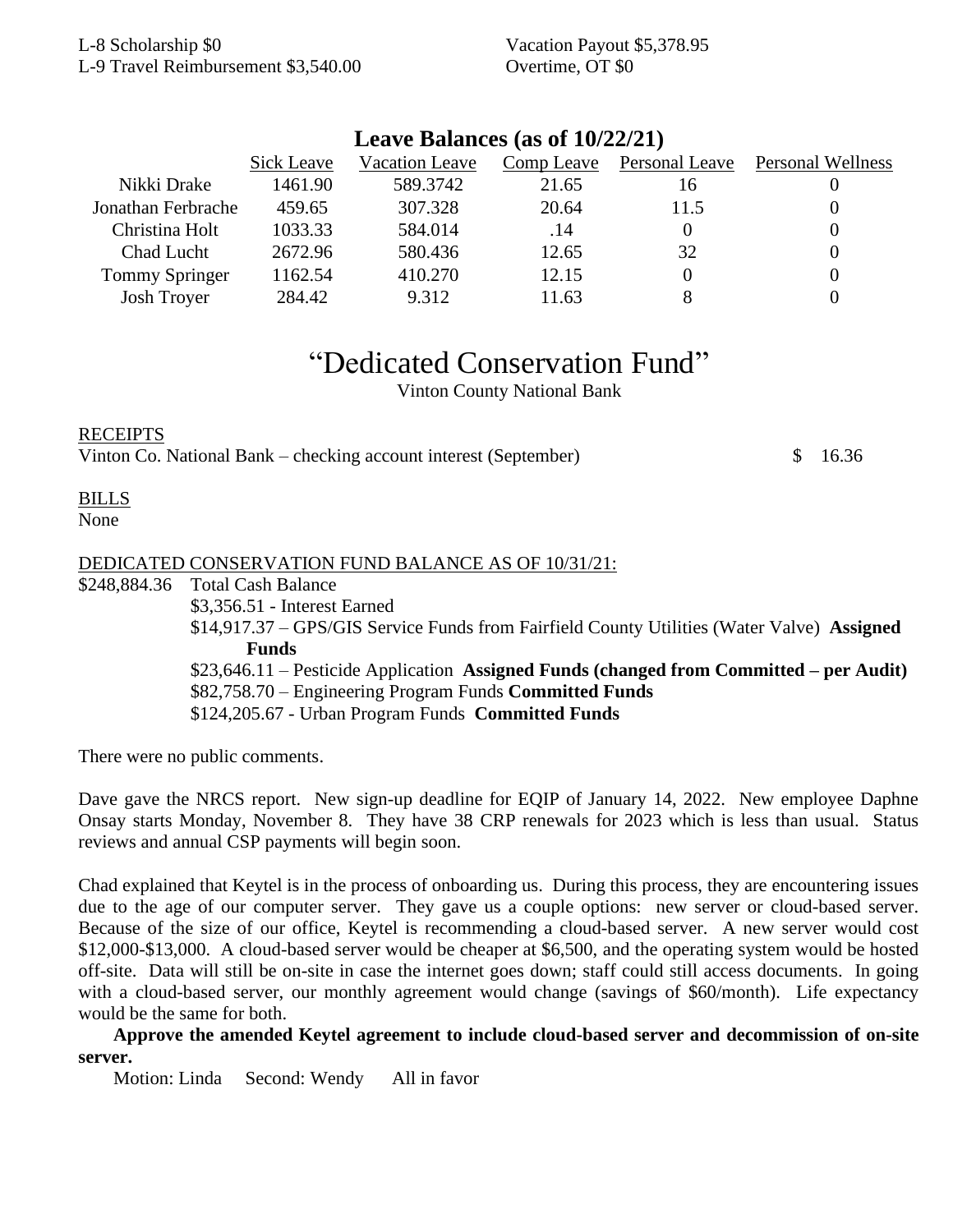L-8 Scholarship $0
L-9 Travel Reimbursement $3,540.00

Vacation Payout $5,378.95
Overtime, OT $0

## Leave Balances (as of 10/22/21)

| | Sick Leave | Vacation Leave | Comp Leave | Personal Leave | Personal Wellness |
|---|---|---|---|---|---|
| Nikki Drake | 1461.90 | 589.3742 | 21.65 | 16 | 0 |
| Jonathan Ferbrache | 459.65 | 307.328 | 20.64 | 11.5 | 0 |
| Christina Holt | 1033.33 | 584.014 | .14 | 0 | 0 |
| Chad Lucht | 2672.96 | 580.436 | 12.65 | 32 | 0 |
| Tommy Springer | 1162.54 | 410.270 | 12.15 | 0 | 0 |
| Josh Troyer | 284.42 | 9.312 | 11.63 | 8 | 0 |

# "Dedicated Conservation Fund"

Vinton County National Bank

RECEIPTS

Vinton Co. National Bank – checking account interest (September) $ 16.36

BILLS

None

DEDICATED CONSERVATION FUND BALANCE AS OF 10/31/21:

$248,884.36 Total Cash Balance

- $3,356.51 - Interest Earned
- $14,917.37 – GPS/GIS Service Funds from Fairfield County Utilities (Water Valve) **Assigned Funds**
- $23,646.11 – Pesticide Application **Assigned Funds (changed from Committed – per Audit)**
- $82,758.70 – Engineering Program Funds **Committed Funds**
- $124,205.67 - Urban Program Funds **Committed Funds**

There were no public comments.

Dave gave the NRCS report. New sign-up deadline for EQIP of January 14, 2022. New employee Daphne Onsay starts Monday, November 8. They have 38 CRP renewals for 2023 which is less than usual. Status reviews and annual CSP payments will begin soon.

Chad explained that Keytel is in the process of onboarding us. During this process, they are encountering issues due to the age of our computer server. They gave us a couple options: new server or cloud-based server. Because of the size of our office, Keytel is recommending a cloud-based server. A new server would cost $12,000-$13,000. A cloud-based server would be cheaper at $6,500, and the operating system would be hosted off-site. Data will still be on-site in case the internet goes down; staff could still access documents. In going with a cloud-based server, our monthly agreement would change (savings of $60/month). Life expectancy would be the same for both.

**Approve the amended Keytel agreement to include cloud-based server and decommission of on-site server.**

Motion: Linda Second: Wendy All in favor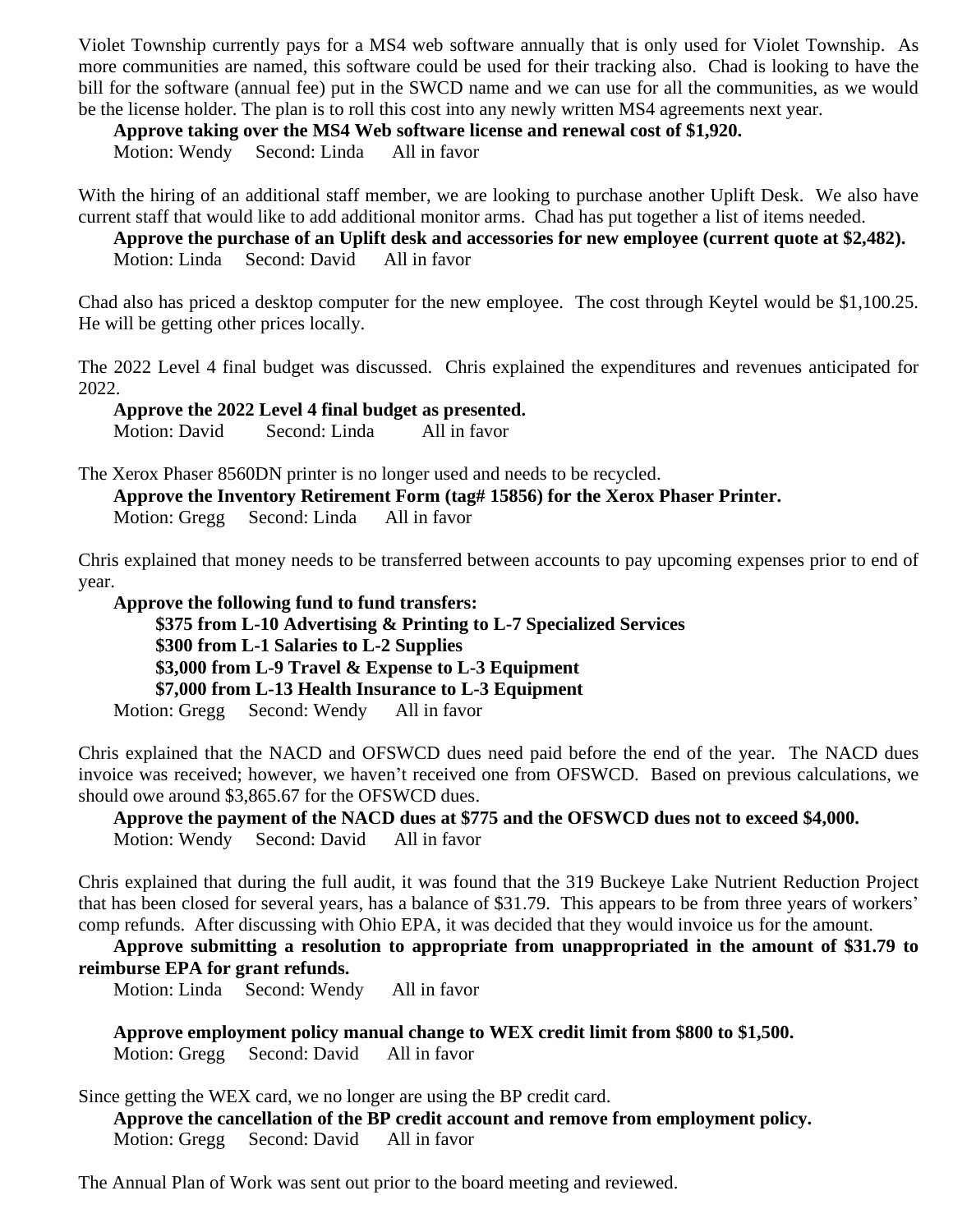Violet Township currently pays for a MS4 web software annually that is only used for Violet Township. As more communities are named, this software could be used for their tracking also. Chad is looking to have the bill for the software (annual fee) put in the SWCD name and we can use for all the communities, as we would be the license holder. The plan is to roll this cost into any newly written MS4 agreements next year.

**Approve taking over the MS4 Web software license and renewal cost of $1,920.**
Motion: Wendy  Second: Linda  All in favor

With the hiring of an additional staff member, we are looking to purchase another Uplift Desk. We also have current staff that would like to add additional monitor arms. Chad has put together a list of items needed.

**Approve the purchase of an Uplift desk and accessories for new employee (current quote at $2,482).**
Motion: Linda  Second: David  All in favor

Chad also has priced a desktop computer for the new employee. The cost through Keytel would be $1,100.25. He will be getting other prices locally.

The 2022 Level 4 final budget was discussed. Chris explained the expenditures and revenues anticipated for 2022.

**Approve the 2022 Level 4 final budget as presented.**
Motion: David  Second: Linda  All in favor

The Xerox Phaser 8560DN printer is no longer used and needs to be recycled.

**Approve the Inventory Retirement Form (tag# 15856) for the Xerox Phaser Printer.**
Motion: Gregg  Second: Linda  All in favor

Chris explained that money needs to be transferred between accounts to pay upcoming expenses prior to end of year.

**Approve the following fund to fund transfers:**
- **$375 from L-10 Advertising & Printing to L-7 Specialized Services**
- **$300 from L-1 Salaries to L-2 Supplies**
- **$3,000 from L-9 Travel & Expense to L-3 Equipment**
- **$7,000 from L-13 Health Insurance to L-3 Equipment**

Motion: Gregg  Second: Wendy  All in favor

Chris explained that the NACD and OFSWCD dues need paid before the end of the year. The NACD dues invoice was received; however, we haven't received one from OFSWCD. Based on previous calculations, we should owe around $3,865.67 for the OFSWCD dues.

**Approve the payment of the NACD dues at $775 and the OFSWCD dues not to exceed $4,000.**
Motion: Wendy  Second: David  All in favor

Chris explained that during the full audit, it was found that the 319 Buckeye Lake Nutrient Reduction Project that has been closed for several years, has a balance of $31.79. This appears to be from three years of workers' comp refunds. After discussing with Ohio EPA, it was decided that they would invoice us for the amount.

**Approve submitting a resolution to appropriate from unappropriated in the amount of $31.79 to reimburse EPA for grant refunds.**
Motion: Linda  Second: Wendy  All in favor

**Approve employment policy manual change to WEX credit limit from $800 to $1,500.**
Motion: Gregg  Second: David  All in favor

Since getting the WEX card, we no longer are using the BP credit card.

**Approve the cancellation of the BP credit account and remove from employment policy.**
Motion: Gregg  Second: David  All in favor

The Annual Plan of Work was sent out prior to the board meeting and reviewed.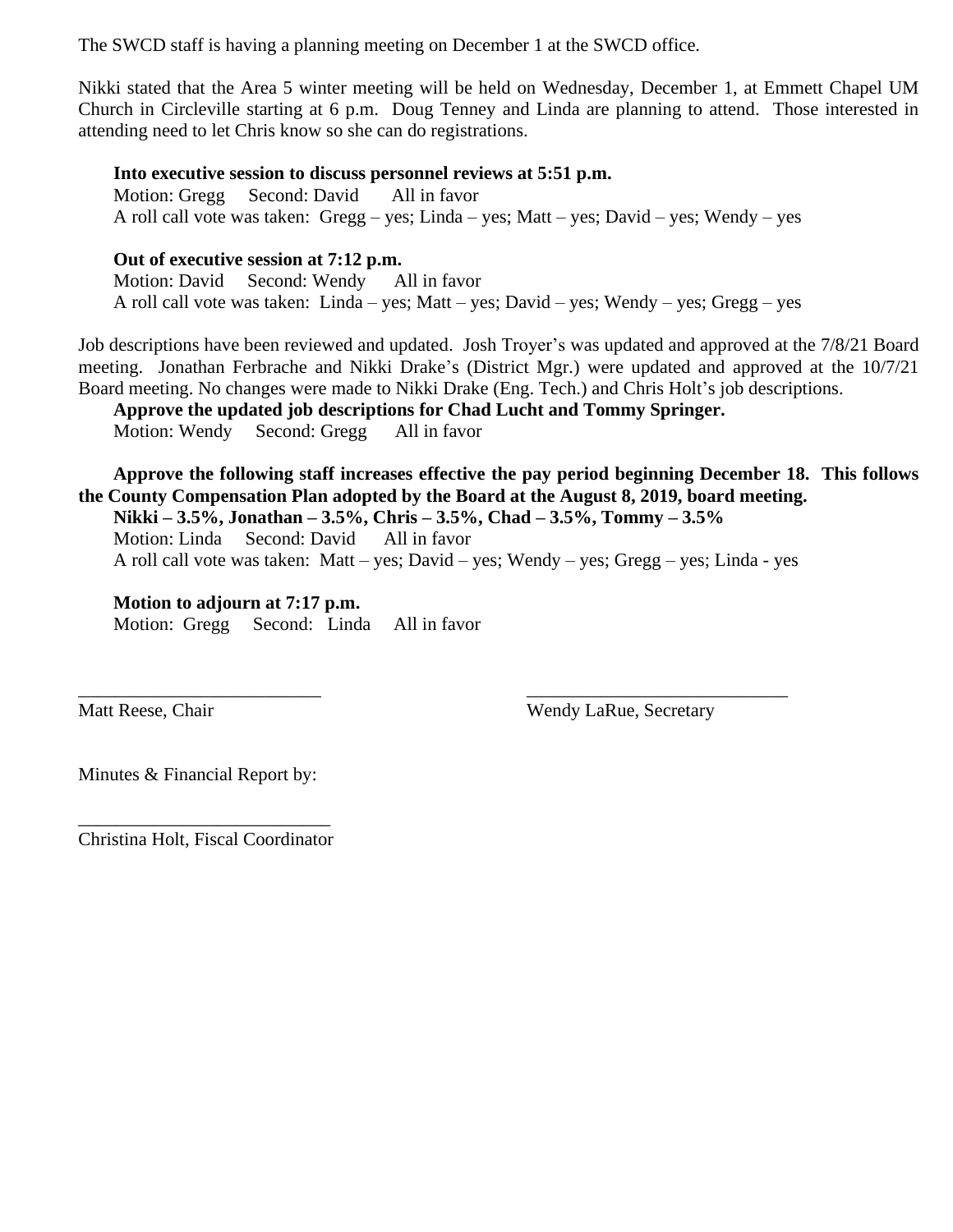The SWCD staff is having a planning meeting on December 1 at the SWCD office.

Nikki stated that the Area 5 winter meeting will be held on Wednesday, December 1, at Emmett Chapel UM Church in Circleville starting at 6 p.m. Doug Tenney and Linda are planning to attend. Those interested in attending need to let Chris know so she can do registrations.

**Into executive session to discuss personnel reviews at 5:51 p.m.**
Motion: Gregg Second: David All in favor
A roll call vote was taken: Gregg – yes; Linda – yes; Matt – yes; David – yes; Wendy – yes

**Out of executive session at 7:12 p.m.**
Motion: David Second: Wendy All in favor
A roll call vote was taken: Linda – yes; Matt – yes; David – yes; Wendy – yes; Gregg – yes

Job descriptions have been reviewed and updated. Josh Troyer's was updated and approved at the 7/8/21 Board meeting. Jonathan Ferbrache and Nikki Drake's (District Mgr.) were updated and approved at the 10/7/21 Board meeting. No changes were made to Nikki Drake (Eng. Tech.) and Chris Holt's job descriptions.

**Approve the updated job descriptions for Chad Lucht and Tommy Springer.**
Motion: Wendy Second: Gregg All in favor

**Approve the following staff increases effective the pay period beginning December 18. This follows the County Compensation Plan adopted by the Board at the August 8, 2019, board meeting.**
**Nikki – 3.5%, Jonathan – 3.5%, Chris – 3.5%, Chad – 3.5%, Tommy – 3.5%**
Motion: Linda Second: David All in favor
A roll call vote was taken: Matt – yes; David – yes; Wendy – yes; Gregg – yes; Linda - yes

**Motion to adjourn at 7:17 p.m.**
Motion: Gregg Second: Linda All in favor

___________________________
Matt Reese, Chair

___________________________
Wendy LaRue, Secretary

Minutes & Financial Report by:

___________________________
Christina Holt, Fiscal Coordinator